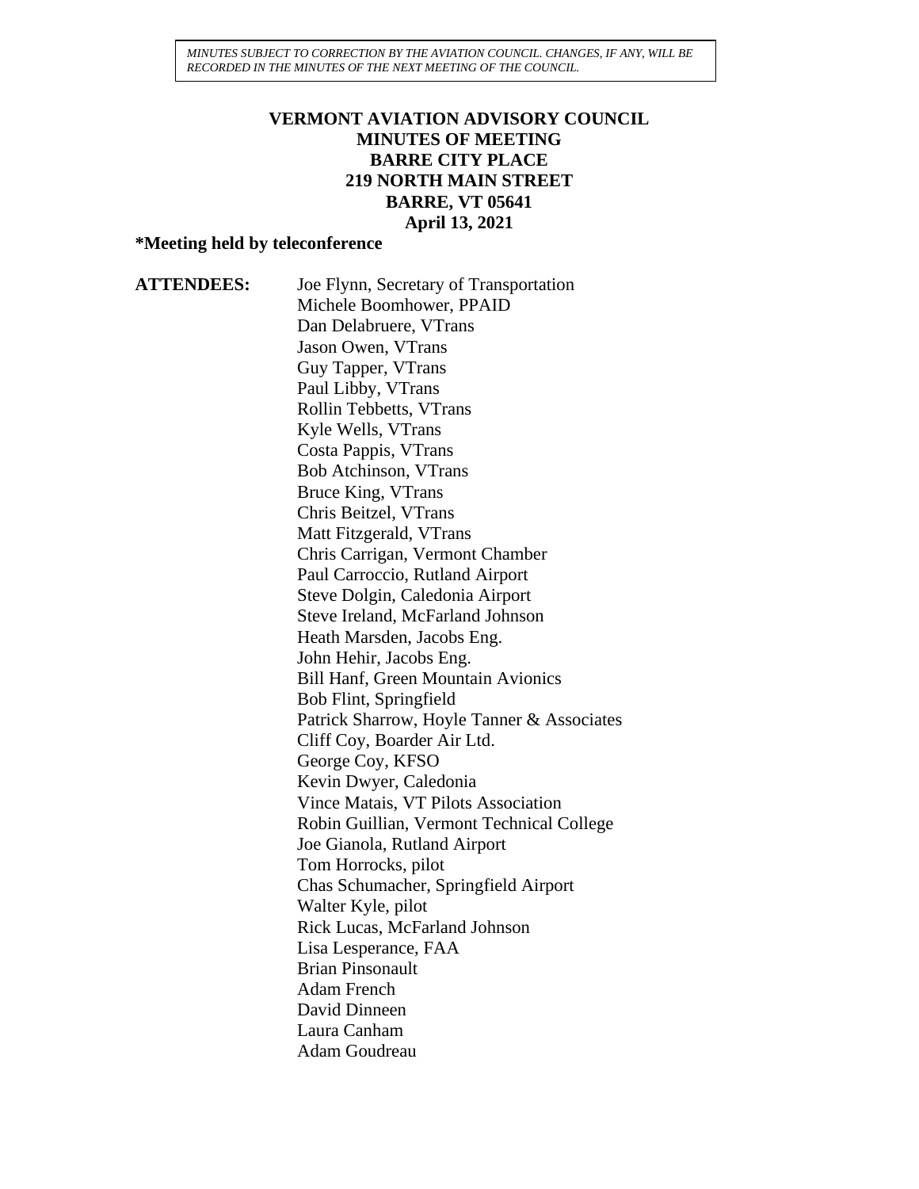*MINUTES SUBJECT TO CORRECTION BY THE AVIATION COUNCIL. CHANGES, IF ANY, WILL BE RECORDED IN THE MINUTES OF THE NEXT MEETING OF THE COUNCIL.*

# VERMONT AVIATION ADVISORY COUNCIL
## MINUTES OF MEETING
## BARRE CITY PLACE
## 219 NORTH MAIN STREET
## BARRE, VT 05641
## April 13, 2021

**\*Meeting held by teleconference**

**ATTENDEES:**

Joe Flynn, Secretary of Transportation
Michele Boomhower, PPAID
Dan Delabruere, VTrans
Jason Owen, VTrans
Guy Tapper, VTrans
Paul Libby, VTrans
Rollin Tebbetts, VTrans
Kyle Wells, VTrans
Costa Pappis, VTrans
Bob Atchinson, VTrans
Bruce King, VTrans
Chris Beitzel, VTrans
Matt Fitzgerald, VTrans
Chris Carrigan, Vermont Chamber
Paul Carroccio, Rutland Airport
Steve Dolgin, Caledonia Airport
Steve Ireland, McFarland Johnson
Heath Marsden, Jacobs Eng.
John Hehir, Jacobs Eng.
Bill Hanf, Green Mountain Avionics
Bob Flint, Springfield
Patrick Sharrow, Hoyle Tanner & Associates
Cliff Coy, Boarder Air Ltd.
George Coy, KFSO
Kevin Dwyer, Caledonia
Vince Matais, VT Pilots Association
Robin Guillian, Vermont Technical College
Joe Gianola, Rutland Airport
Tom Horrocks, pilot
Chas Schumacher, Springfield Airport
Walter Kyle, pilot
Rick Lucas, McFarland Johnson
Lisa Lesperance, FAA
Brian Pinsonault
Adam French
David Dinneen
Laura Canham
Adam Goudreau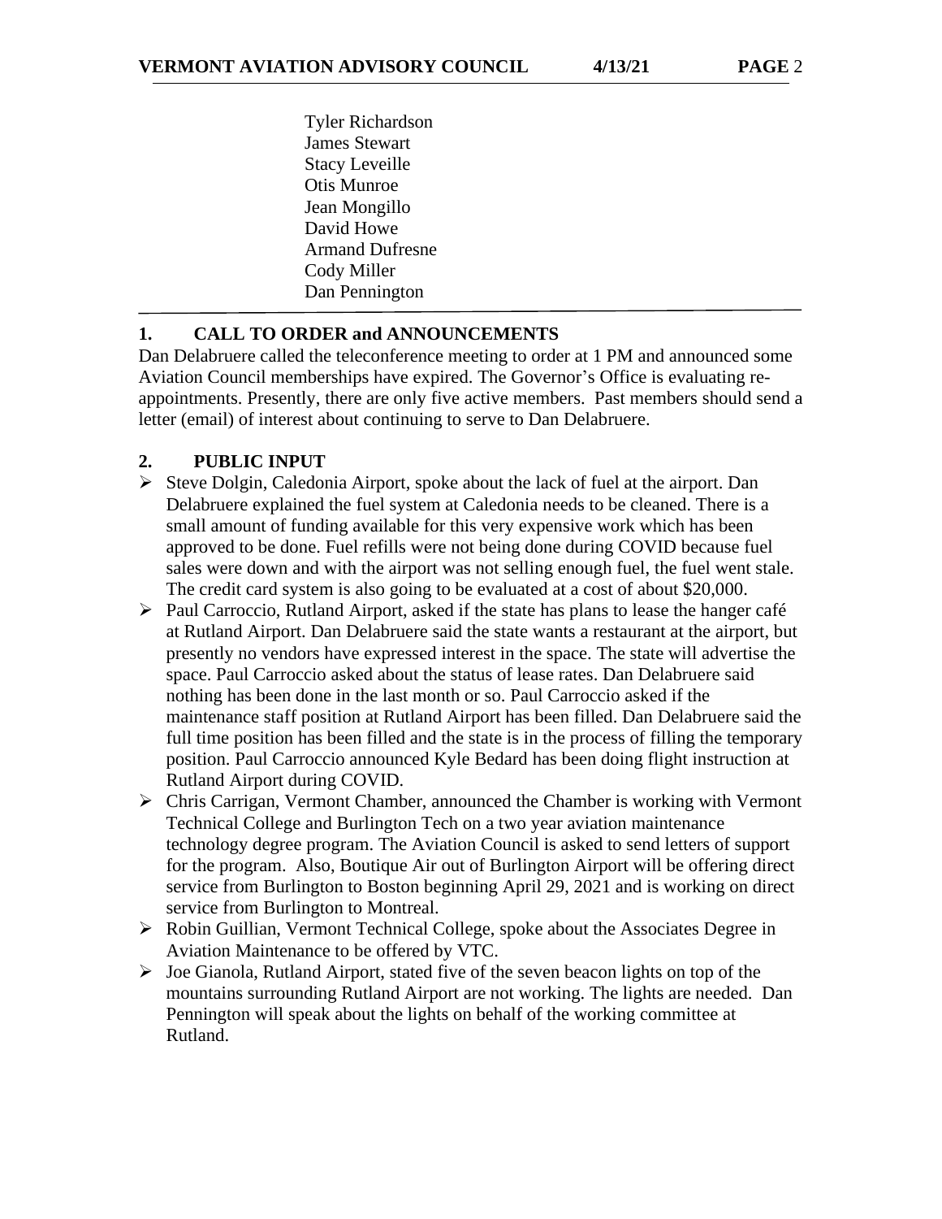Tyler Richardson
James Stewart
Stacy Leveille
Otis Munroe
Jean Mongillo
David Howe
Armand Dufresne
Cody Miller
Dan Pennington

---

## 1. CALL TO ORDER and ANNOUNCEMENTS

Dan Delabruere called the teleconference meeting to order at 1 PM and announced some Aviation Council memberships have expired. The Governor's Office is evaluating re-appointments. Presently, there are only five active members. Past members should send a letter (email) of interest about continuing to serve to Dan Delabruere.

## 2. PUBLIC INPUT

- Steve Dolgin, Caledonia Airport, spoke about the lack of fuel at the airport. Dan Delabruere explained the fuel system at Caledonia needs to be cleaned. There is a small amount of funding available for this very expensive work which has been approved to be done. Fuel refills were not being done during COVID because fuel sales were down and with the airport was not selling enough fuel, the fuel went stale. The credit card system is also going to be evaluated at a cost of about $20,000.
- Paul Carroccio, Rutland Airport, asked if the state has plans to lease the hanger café at Rutland Airport. Dan Delabruere said the state wants a restaurant at the airport, but presently no vendors have expressed interest in the space. The state will advertise the space. Paul Carroccio asked about the status of lease rates. Dan Delabruere said nothing has been done in the last month or so. Paul Carroccio asked if the maintenance staff position at Rutland Airport has been filled. Dan Delabruere said the full time position has been filled and the state is in the process of filling the temporary position. Paul Carroccio announced Kyle Bedard has been doing flight instruction at Rutland Airport during COVID.
- Chris Carrigan, Vermont Chamber, announced the Chamber is working with Vermont Technical College and Burlington Tech on a two year aviation maintenance technology degree program. The Aviation Council is asked to send letters of support for the program. Also, Boutique Air out of Burlington Airport will be offering direct service from Burlington to Boston beginning April 29, 2021 and is working on direct service from Burlington to Montreal.
- Robin Guillian, Vermont Technical College, spoke about the Associates Degree in Aviation Maintenance to be offered by VTC.
- Joe Gianola, Rutland Airport, stated five of the seven beacon lights on top of the mountains surrounding Rutland Airport are not working. The lights are needed. Dan Pennington will speak about the lights on behalf of the working committee at Rutland.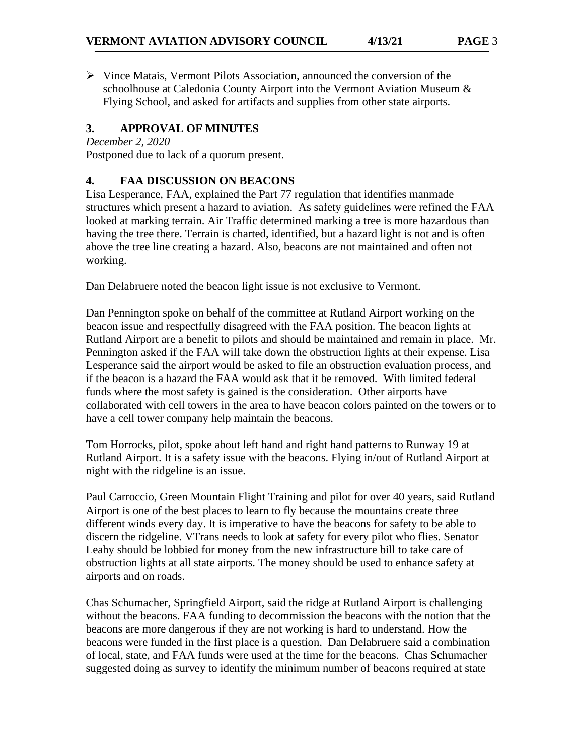- Vince Matais, Vermont Pilots Association, announced the conversion of the schoolhouse at Caledonia County Airport into the Vermont Aviation Museum & Flying School, and asked for artifacts and supplies from other state airports.

## 3. APPROVAL OF MINUTES

*December 2, 2020*
Postponed due to lack of a quorum present.

## 4. FAA DISCUSSION ON BEACONS

Lisa Lesperance, FAA, explained the Part 77 regulation that identifies manmade structures which present a hazard to aviation. As safety guidelines were refined the FAA looked at marking terrain. Air Traffic determined marking a tree is more hazardous than having the tree there. Terrain is charted, identified, but a hazard light is not and is often above the tree line creating a hazard. Also, beacons are not maintained and often not working.

Dan Delabruere noted the beacon light issue is not exclusive to Vermont.

Dan Pennington spoke on behalf of the committee at Rutland Airport working on the beacon issue and respectfully disagreed with the FAA position. The beacon lights at Rutland Airport are a benefit to pilots and should be maintained and remain in place. Mr. Pennington asked if the FAA will take down the obstruction lights at their expense. Lisa Lesperance said the airport would be asked to file an obstruction evaluation process, and if the beacon is a hazard the FAA would ask that it be removed. With limited federal funds where the most safety is gained is the consideration. Other airports have collaborated with cell towers in the area to have beacon colors painted on the towers or to have a cell tower company help maintain the beacons.

Tom Horrocks, pilot, spoke about left hand and right hand patterns to Runway 19 at Rutland Airport. It is a safety issue with the beacons. Flying in/out of Rutland Airport at night with the ridgeline is an issue.

Paul Carroccio, Green Mountain Flight Training and pilot for over 40 years, said Rutland Airport is one of the best places to learn to fly because the mountains create three different winds every day. It is imperative to have the beacons for safety to be able to discern the ridgeline. VTrans needs to look at safety for every pilot who flies. Senator Leahy should be lobbied for money from the new infrastructure bill to take care of obstruction lights at all state airports. The money should be used to enhance safety at airports and on roads.

Chas Schumacher, Springfield Airport, said the ridge at Rutland Airport is challenging without the beacons. FAA funding to decommission the beacons with the notion that the beacons are more dangerous if they are not working is hard to understand. How the beacons were funded in the first place is a question. Dan Delabruere said a combination of local, state, and FAA funds were used at the time for the beacons. Chas Schumacher suggested doing as survey to identify the minimum number of beacons required at state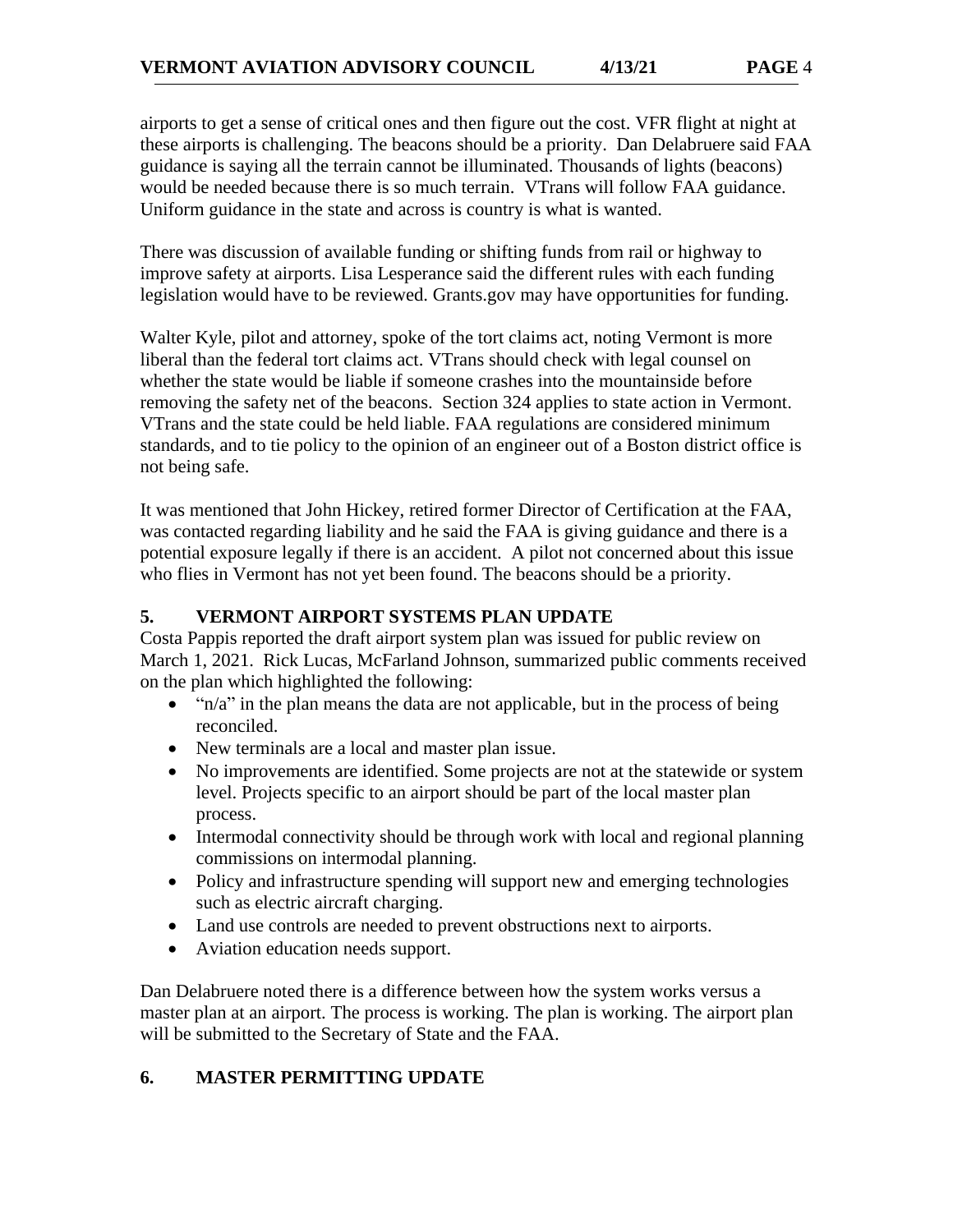airports to get a sense of critical ones and then figure out the cost. VFR flight at night at these airports is challenging. The beacons should be a priority. Dan Delabruere said FAA guidance is saying all the terrain cannot be illuminated. Thousands of lights (beacons) would be needed because there is so much terrain. VTrans will follow FAA guidance. Uniform guidance in the state and across is country is what is wanted.

There was discussion of available funding or shifting funds from rail or highway to improve safety at airports. Lisa Lesperance said the different rules with each funding legislation would have to be reviewed. Grants.gov may have opportunities for funding.

Walter Kyle, pilot and attorney, spoke of the tort claims act, noting Vermont is more liberal than the federal tort claims act. VTrans should check with legal counsel on whether the state would be liable if someone crashes into the mountainside before removing the safety net of the beacons. Section 324 applies to state action in Vermont. VTrans and the state could be held liable. FAA regulations are considered minimum standards, and to tie policy to the opinion of an engineer out of a Boston district office is not being safe.

It was mentioned that John Hickey, retired former Director of Certification at the FAA, was contacted regarding liability and he said the FAA is giving guidance and there is a potential exposure legally if there is an accident. A pilot not concerned about this issue who flies in Vermont has not yet been found. The beacons should be a priority.

## 5. VERMONT AIRPORT SYSTEMS PLAN UPDATE

Costa Pappis reported the draft airport system plan was issued for public review on March 1, 2021. Rick Lucas, McFarland Johnson, summarized public comments received on the plan which highlighted the following:

- "n/a" in the plan means the data are not applicable, but in the process of being reconciled.
- New terminals are a local and master plan issue.
- No improvements are identified. Some projects are not at the statewide or system level. Projects specific to an airport should be part of the local master plan process.
- Intermodal connectivity should be through work with local and regional planning commissions on intermodal planning.
- Policy and infrastructure spending will support new and emerging technologies such as electric aircraft charging.
- Land use controls are needed to prevent obstructions next to airports.
- Aviation education needs support.

Dan Delabruere noted there is a difference between how the system works versus a master plan at an airport. The process is working. The plan is working. The airport plan will be submitted to the Secretary of State and the FAA.

## 6. MASTER PERMITTING UPDATE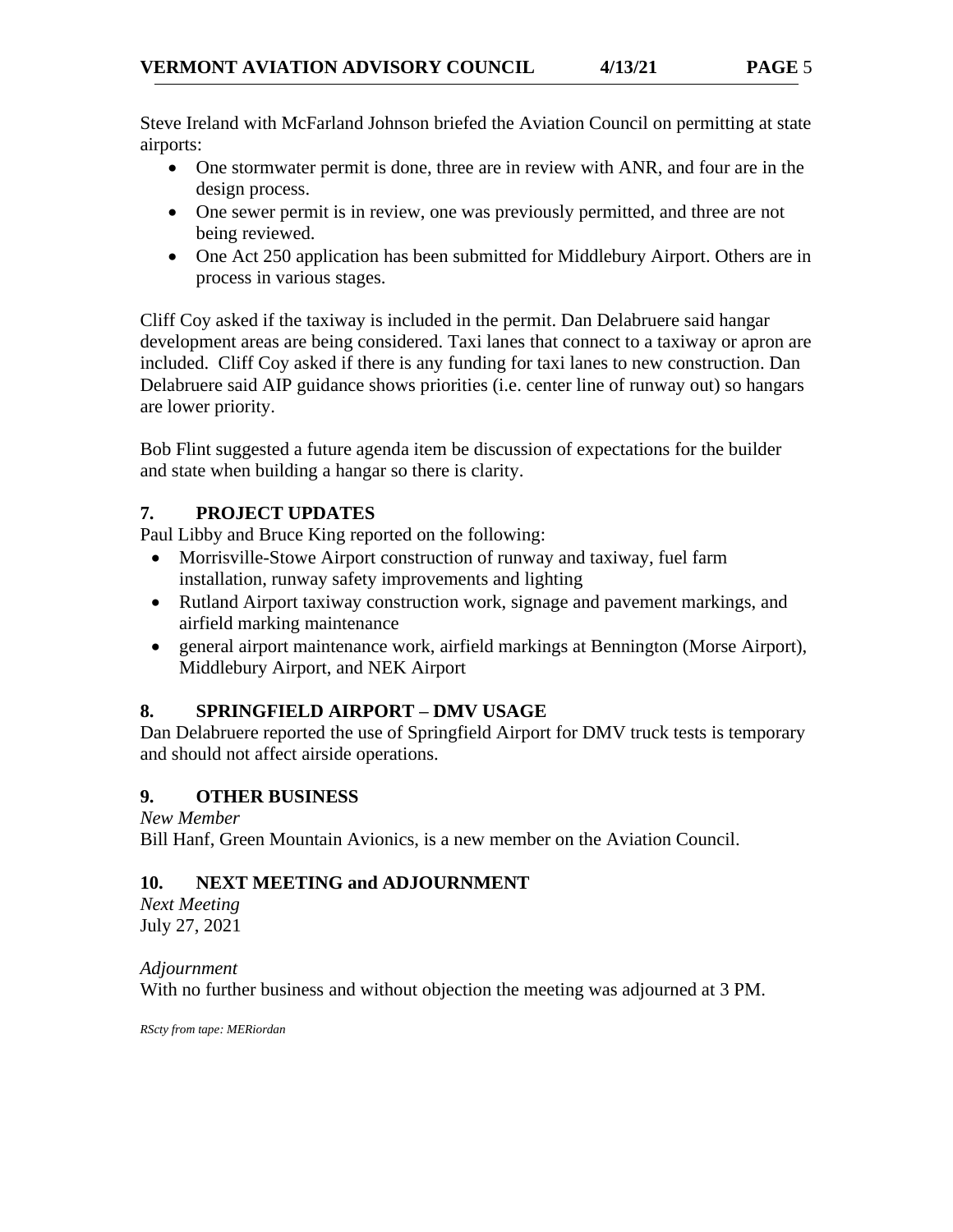Steve Ireland with McFarland Johnson briefed the Aviation Council on permitting at state airports:

- One stormwater permit is done, three are in review with ANR, and four are in the design process.
- One sewer permit is in review, one was previously permitted, and three are not being reviewed.
- One Act 250 application has been submitted for Middlebury Airport. Others are in process in various stages.

Cliff Coy asked if the taxiway is included in the permit. Dan Delabruere said hangar development areas are being considered. Taxi lanes that connect to a taxiway or apron are included. Cliff Coy asked if there is any funding for taxi lanes to new construction. Dan Delabruere said AIP guidance shows priorities (i.e. center line of runway out) so hangars are lower priority.

Bob Flint suggested a future agenda item be discussion of expectations for the builder and state when building a hangar so there is clarity.

## 7. PROJECT UPDATES

Paul Libby and Bruce King reported on the following:

- Morrisville-Stowe Airport construction of runway and taxiway, fuel farm installation, runway safety improvements and lighting
- Rutland Airport taxiway construction work, signage and pavement markings, and airfield marking maintenance
- general airport maintenance work, airfield markings at Bennington (Morse Airport), Middlebury Airport, and NEK Airport

## 8. SPRINGFIELD AIRPORT – DMV USAGE

Dan Delabruere reported the use of Springfield Airport for DMV truck tests is temporary and should not affect airside operations.

## 9. OTHER BUSINESS

*New Member*

Bill Hanf, Green Mountain Avionics, is a new member on the Aviation Council.

## 10. NEXT MEETING and ADJOURNMENT

*Next Meeting*

July 27, 2021

*Adjournment*

With no further business and without objection the meeting was adjourned at 3 PM.

*RScty from tape: MERiordan*